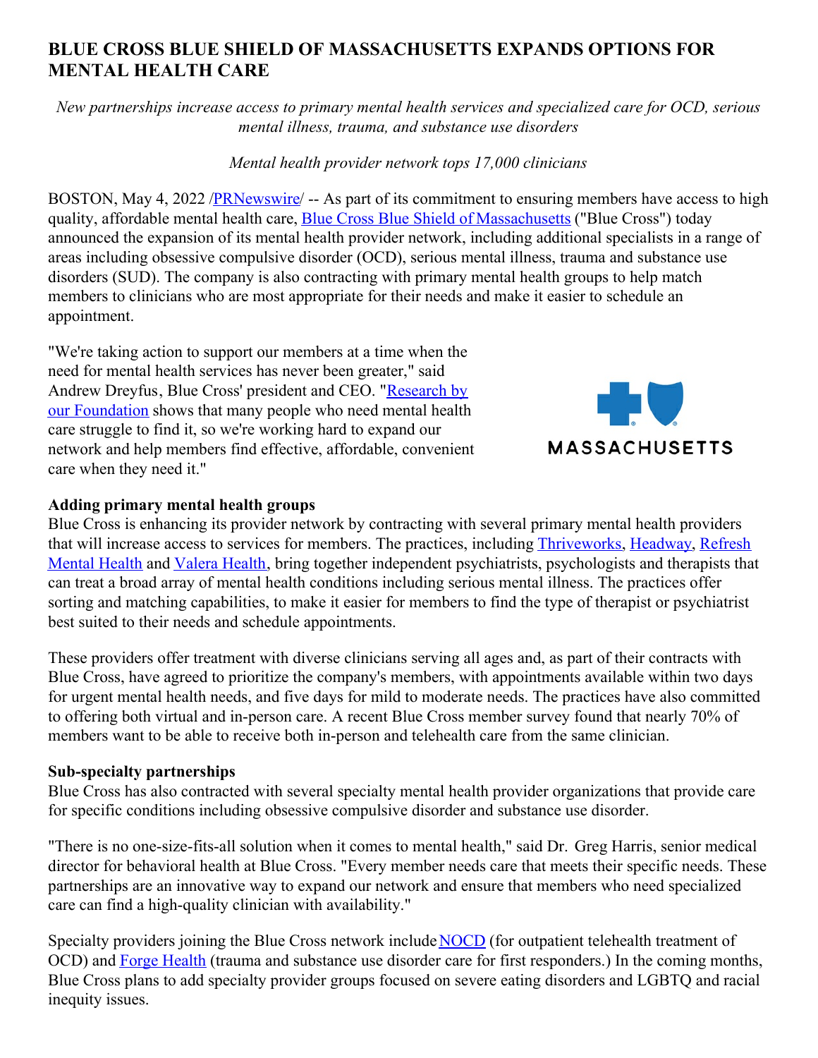# BLUE CROSS BLUE SHIELD OF MASSACHUSETTS EXPANDS OPTIONS FOR MENTAL HEALTH CARE

*New partnerships increase access to primary mental health services and specialized care for OCD, serious mental illness, trauma, and substance use disorders*

*Mental health provider network tops 17,000 clinicians*

BOSTON, May 4, 2022 /PRNewswire/ -- As part of its commitment to ensuring members have access to high quality, affordable mental health care, Blue Cross Blue Shield of Massachusetts ("Blue Cross") today announced the expansion of its mental health provider network, including additional specialists in a range of areas including obsessive compulsive disorder (OCD), serious mental illness, trauma and substance use disorders (SUD). The company is also contracting with primary mental health groups to help match members to clinicians who are most appropriate for their needs and make it easier to schedule an appointment.

"We're taking action to support our members at a time when the need for mental health services has never been greater," said Andrew Dreyfus, Blue Cross' president and CEO. "Research by our Foundation shows that many people who need mental health care struggle to find it, so we're working hard to expand our network and help members find effective, affordable, convenient care when they need it."

**Adding primary mental health groups**

Blue Cross is enhancing its provider network by contracting with several primary mental health providers that will increase access to services for members. The practices, including Thriveworks, Headway, Refresh Mental Health and Valera Health, bring together independent psychiatrists, psychologists and therapists that can treat a broad array of mental health conditions including serious mental illness. The practices offer sorting and matching capabilities, to make it easier for members to find the type of therapist or psychiatrist best suited to their needs and schedule appointments.

These providers offer treatment with diverse clinicians serving all ages and, as part of their contracts with Blue Cross, have agreed to prioritize the company's members, with appointments available within two days for urgent mental health needs, and five days for mild to moderate needs. The practices have also committed to offering both virtual and in-person care. A recent Blue Cross member survey found that nearly 70% of members want to be able to receive both in-person and telehealth care from the same clinician.

**Sub-specialty partnerships**

Blue Cross has also contracted with several specialty mental health provider organizations that provide care for specific conditions including obsessive compulsive disorder and substance use disorder.

"There is no one-size-fits-all solution when it comes to mental health," said Dr. Greg Harris, senior medical director for behavioral health at Blue Cross. "Every member needs care that meets their specific needs. These partnerships are an innovative way to expand our network and ensure that members who need specialized care can find a high-quality clinician with availability."

Specialty providers joining the Blue Cross network include NOCD (for outpatient telehealth treatment of OCD) and Forge Health (trauma and substance use disorder care for first responders.) In the coming months, Blue Cross plans to add specialty provider groups focused on severe eating disorders and LGBTQ and racial inequity issues.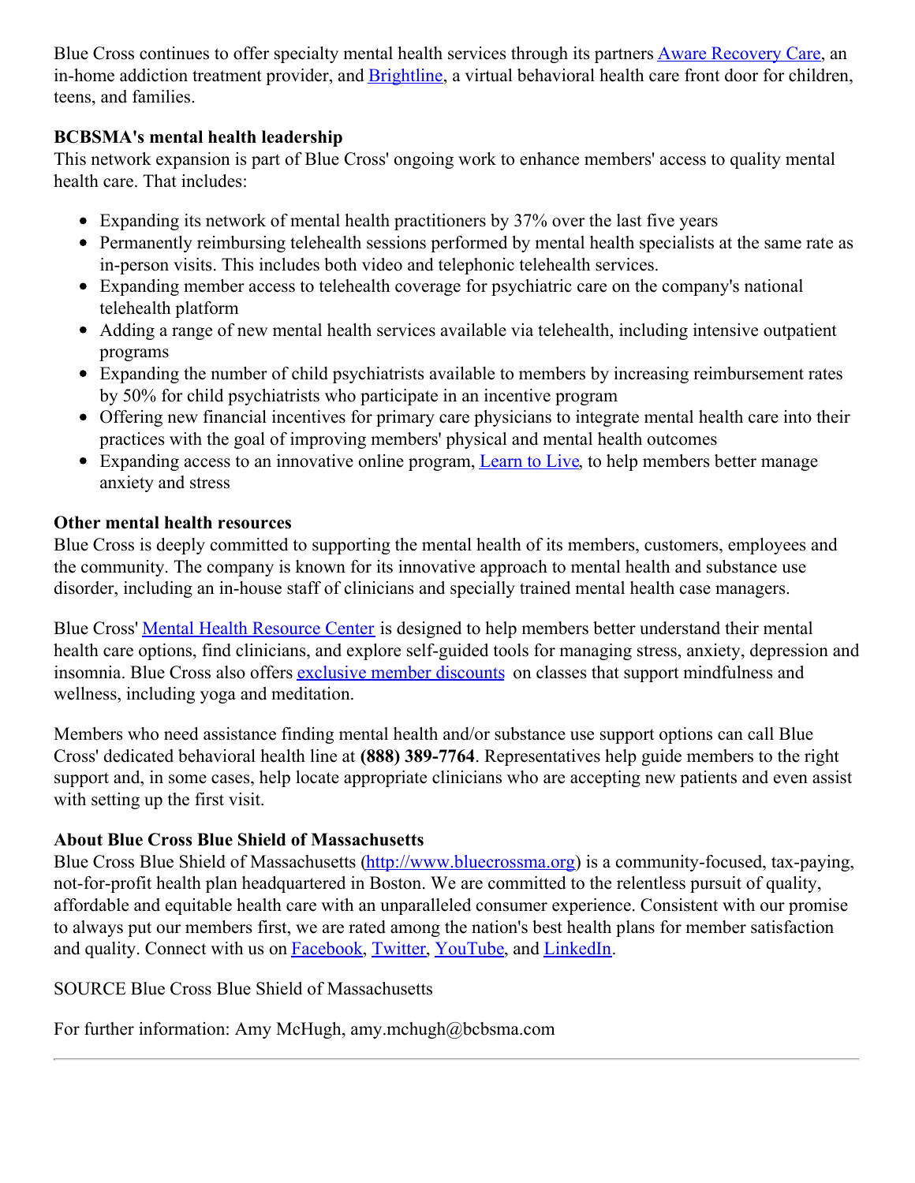Blue Cross continues to offer specialty mental health services through its partners Aware Recovery Care, an in-home addiction treatment provider, and Brightline, a virtual behavioral health care front door for children, teens, and families.

**BCBSMA's mental health leadership**

This network expansion is part of Blue Cross' ongoing work to enhance members' access to quality mental health care. That includes:

- Expanding its network of mental health practitioners by 37% over the last five years
- Permanently reimbursing telehealth sessions performed by mental health specialists at the same rate as in-person visits. This includes both video and telephonic telehealth services.
- Expanding member access to telehealth coverage for psychiatric care on the company's national telehealth platform
- Adding a range of new mental health services available via telehealth, including intensive outpatient programs
- Expanding the number of child psychiatrists available to members by increasing reimbursement rates by 50% for child psychiatrists who participate in an incentive program
- Offering new financial incentives for primary care physicians to integrate mental health care into their practices with the goal of improving members' physical and mental health outcomes
- Expanding access to an innovative online program, Learn to Live, to help members better manage anxiety and stress

**Other mental health resources**

Blue Cross is deeply committed to supporting the mental health of its members, customers, employees and the community. The company is known for its innovative approach to mental health and substance use disorder, including an in-house staff of clinicians and specially trained mental health case managers.

Blue Cross' Mental Health Resource Center is designed to help members better understand their mental health care options, find clinicians, and explore self-guided tools for managing stress, anxiety, depression and insomnia. Blue Cross also offers exclusive member discounts on classes that support mindfulness and wellness, including yoga and meditation.

Members who need assistance finding mental health and/or substance use support options can call Blue Cross' dedicated behavioral health line at **(888) 389-7764**. Representatives help guide members to the right support and, in some cases, help locate appropriate clinicians who are accepting new patients and even assist with setting up the first visit.

**About Blue Cross Blue Shield of Massachusetts**

Blue Cross Blue Shield of Massachusetts (http://www.bluecrossma.org) is a community-focused, tax-paying, not-for-profit health plan headquartered in Boston. We are committed to the relentless pursuit of quality, affordable and equitable health care with an unparalleled consumer experience. Consistent with our promise to always put our members first, we are rated among the nation's best health plans for member satisfaction and quality. Connect with us on Facebook, Twitter, YouTube, and LinkedIn.

SOURCE Blue Cross Blue Shield of Massachusetts

For further information: Amy McHugh, amy.mchugh@bcbsma.com